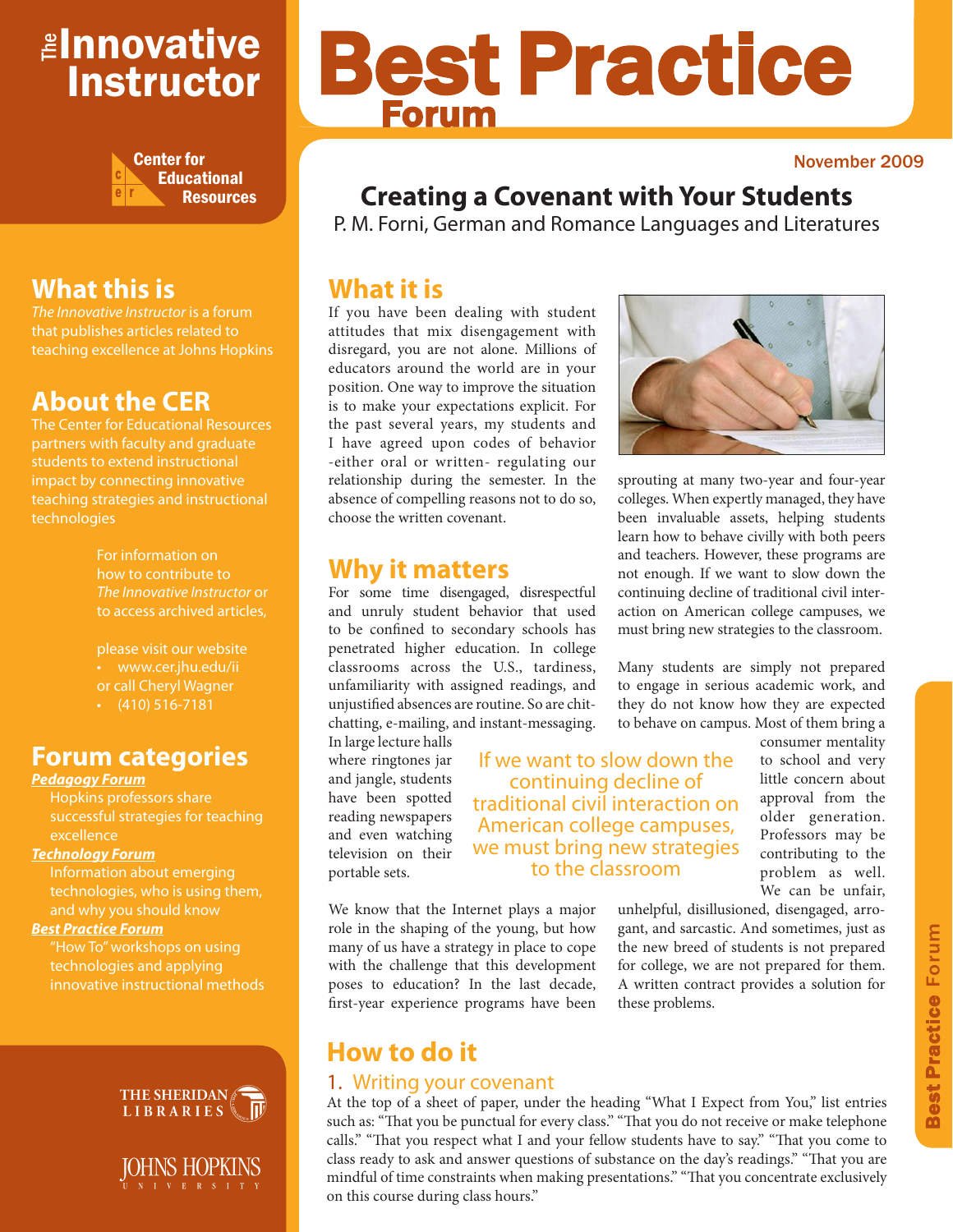# The Innovative Instructor

Center for Educational Resources

## What this is

*The Innovative Instructor* is a forum that publishes articles related to teaching excellence at Johns Hopkins

## About the CER

The Center for Educational Resources partners with faculty and graduate students to extend instructional impact by connecting innovative teaching strategies and instructional technologies

For information on how to contribute to *The Innovative Instructor* or to access archived articles,

please visit our website
- www.cer.jhu.edu/ii

or call Cheryl Wagner
- (410) 516-7181

## Forum categories

***Pedagogy Forum***
Hopkins professors share successful strategies for teaching excellence

***Technology Forum***
Information about emerging technologies, who is using them, and why you should know

***Best Practice Forum***
"How To" workshops on using technologies and applying innovative instructional methods

THE SHERIDAN LIBRARIES

JOHNS HOPKINS UNIVERSITY

# Best Practice Forum

November 2009

## Creating a Covenant with Your Students

P. M. Forni, German and Romance Languages and Literatures

## What it is

If you have been dealing with student attitudes that mix disengagement with disregard, you are not alone. Millions of educators around the world are in your position. One way to improve the situation is to make your expectations explicit. For the past several years, my students and I have agreed upon codes of behavior -either oral or written- regulating our relationship during the semester. In the absence of compelling reasons not to do so, choose the written covenant.

## Why it matters

For some time disengaged, disrespectful and unruly student behavior that used to be confined to secondary schools has penetrated higher education. In college classrooms across the U.S., tardiness, unfamiliarity with assigned readings, and unjustified absences are routine. So are chit-chatting, e-mailing, and instant-messaging. In large lecture halls where ringtones jar and jangle, students have been spotted reading newspapers and even watching television on their portable sets.

We know that the Internet plays a major role in the shaping of the young, but how many of us have a strategy in place to cope with the challenge that this development poses to education? In the last decade, first-year experience programs have been sprouting at many two-year and four-year colleges. When expertly managed, they have been invaluable assets, helping students learn how to behave civilly with both peers and teachers. However, these programs are not enough. If we want to slow down the continuing decline of traditional civil interaction on American college campuses, we must bring new strategies to the classroom.

> If we want to slow down the continuing decline of traditional civil interaction on American college campuses, we must bring new strategies to the classroom

Many students are simply not prepared to engage in serious academic work, and they do not know how they are expected to behave on campus. Most of them bring a consumer mentality to school and very little concern about approval from the older generation. Professors may be contributing to the problem as well. We can be unfair, unhelpful, disillusioned, disengaged, arrogant, and sarcastic. And sometimes, just as the new breed of students is not prepared for college, we are not prepared for them. A written contract provides a solution for these problems.

## How to do it

### 1. Writing your covenant

At the top of a sheet of paper, under the heading "What I Expect from You," list entries such as: "That you be punctual for every class." "That you do not receive or make telephone calls." "That you respect what I and your fellow students have to say." "That you come to class ready to ask and answer questions of substance on the day's readings." "That you are mindful of time constraints when making presentations." "That you concentrate exclusively on this course during class hours."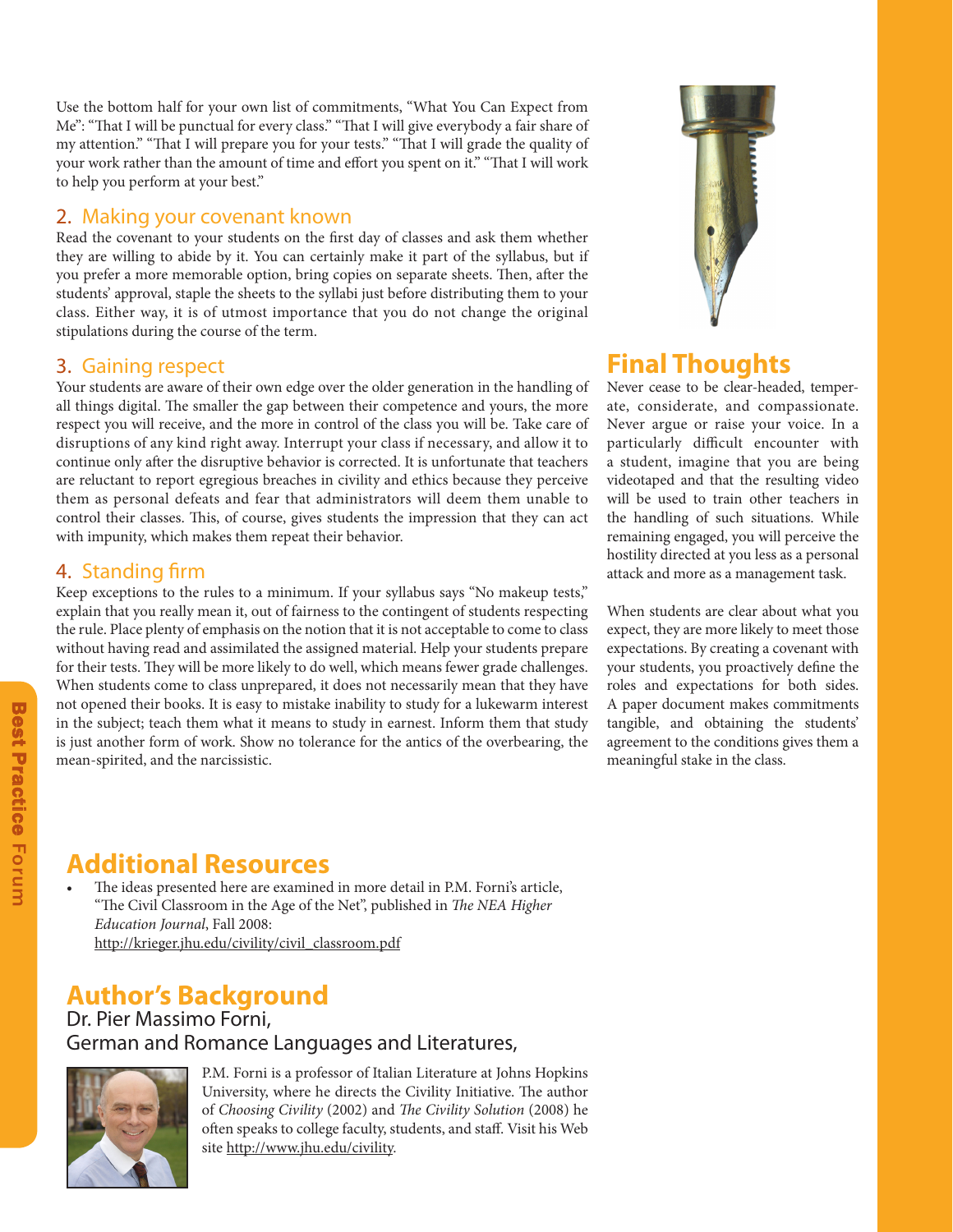Use the bottom half for your own list of commitments, "What You Can Expect from Me": "That I will be punctual for every class." "That I will give everybody a fair share of my attention." "That I will prepare you for your tests." "That I will grade the quality of your work rather than the amount of time and effort you spent on it." "That I will work to help you perform at your best."

## 2. Making your covenant known

Read the covenant to your students on the first day of classes and ask them whether they are willing to abide by it. You can certainly make it part of the syllabus, but if you prefer a more memorable option, bring copies on separate sheets. Then, after the students' approval, staple the sheets to the syllabi just before distributing them to your class. Either way, it is of utmost importance that you do not change the original stipulations during the course of the term.

## 3. Gaining respect

Your students are aware of their own edge over the older generation in the handling of all things digital. The smaller the gap between their competence and yours, the more respect you will receive, and the more in control of the class you will be. Take care of disruptions of any kind right away. Interrupt your class if necessary, and allow it to continue only after the disruptive behavior is corrected. It is unfortunate that teachers are reluctant to report egregious breaches in civility and ethics because they perceive them as personal defeats and fear that administrators will deem them unable to control their classes. This, of course, gives students the impression that they can act with impunity, which makes them repeat their behavior.

## 4. Standing firm

Keep exceptions to the rules to a minimum. If your syllabus says "No makeup tests," explain that you really mean it, out of fairness to the contingent of students respecting the rule. Place plenty of emphasis on the notion that it is not acceptable to come to class without having read and assimilated the assigned material. Help your students prepare for their tests. They will be more likely to do well, which means fewer grade challenges. When students come to class unprepared, it does not necessarily mean that they have not opened their books. It is easy to mistake inability to study for a lukewarm interest in the subject; teach them what it means to study in earnest. Inform them that study is just another form of work. Show no tolerance for the antics of the overbearing, the mean-spirited, and the narcissistic.

# Final Thoughts

Never cease to be clear-headed, temperate, considerate, and compassionate. Never argue or raise your voice. In a particularly difficult encounter with a student, imagine that you are being videotaped and that the resulting video will be used to train other teachers in the handling of such situations. While remaining engaged, you will perceive the hostility directed at you less as a personal attack and more as a management task.

When students are clear about what you expect, they are more likely to meet those expectations. By creating a covenant with your students, you proactively define the roles and expectations for both sides. A paper document makes commitments tangible, and obtaining the students' agreement to the conditions gives them a meaningful stake in the class.

# Additional Resources

- The ideas presented here are examined in more detail in P.M. Forni's article, "The Civil Classroom in the Age of the Net", published in *The NEA Higher Education Journal*, Fall 2008: http://krieger.jhu.edu/civility/civil_classroom.pdf

# Author's Background

Dr. Pier Massimo Forni,
German and Romance Languages and Literatures,

P.M. Forni is a professor of Italian Literature at Johns Hopkins University, where he directs the Civility Initiative. The author of *Choosing Civility* (2002) and *The Civility Solution* (2008) he often speaks to college faculty, students, and staff. Visit his Web site http://www.jhu.edu/civility.